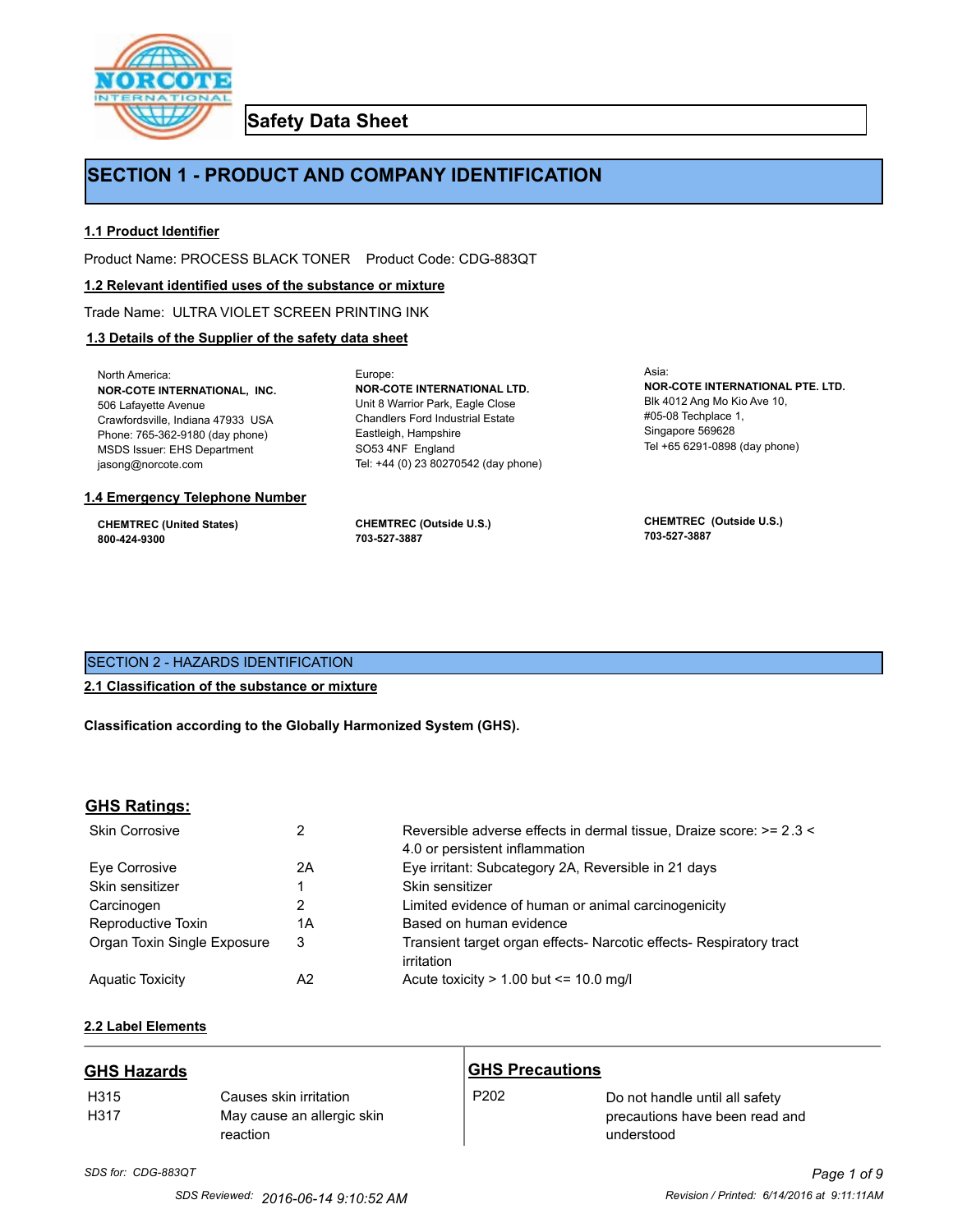# Safety Data Sheet

## SECTION 1 - PRODUCT AND COMPANY IDENTIFICATION

### 1.1 Product Identifier

Product Name: PROCESS BLACK TONER    Product Code: CDG-883QT

### 1.2 Relevant identified uses of the substance or mixture

Trade Name: ULTRA VIOLET SCREEN PRINTING INK

### 1.3 Details of the Supplier of the safety data sheet

North America:
**NOR-COTE INTERNATIONAL, INC.**
506 Lafayette Avenue
Crawfordsville, Indiana 47933 USA
Phone: 765-362-9180 (day phone)
MSDS Issuer: EHS Department
jasong@norcote.com

Europe:
**NOR-COTE INTERNATIONAL LTD.**
Unit 8 Warrior Park, Eagle Close
Chandlers Ford Industrial Estate
Eastleigh, Hampshire
SO53 4NF England
Tel: +44 (0) 23 80270542 (day phone)

Asia:
**NOR-COTE INTERNATIONAL PTE. LTD.**
Blk 4012 Ang Mo Kio Ave 10,
#05-08 Techplace 1,
Singapore 569628
Tel +65 6291-0898 (day phone)

### 1.4 Emergency Telephone Number

**CHEMTREC (United States)**
**800-424-9300**

**CHEMTREC (Outside U.S.)**
**703-527-3887**

**CHEMTREC (Outside U.S.)**
**703-527-3887**

## SECTION 2 - HAZARDS IDENTIFICATION

### 2.1 Classification of the substance or mixture

**Classification according to the Globally Harmonized System (GHS).**

### GHS Ratings:

| | | |
|---|---|---|
| Skin Corrosive | 2 | Reversible adverse effects in dermal tissue, Draize score: >= 2.3 < 4.0 or persistent inflammation |
| Eye Corrosive | 2A | Eye irritant: Subcategory 2A, Reversible in 21 days |
| Skin sensitizer | 1 | Skin sensitizer |
| Carcinogen | 2 | Limited evidence of human or animal carcinogenicity |
| Reproductive Toxin | 1A | Based on human evidence |
| Organ Toxin Single Exposure | 3 | Transient target organ effects- Narcotic effects- Respiratory tract irritation |
| Aquatic Toxicity | A2 | Acute toxicity > 1.00 but <= 10.0 mg/l |

### 2.2 Label Elements

| GHS Hazards | | GHS Precautions | |
|---|---|---|---|
| H315 | Causes skin irritation | P202 | Do not handle until all safety precautions have been read and understood |
| H317 | May cause an allergic skin reaction | | |

*SDS for: CDG-883QT*

SDS Reviewed: 2016-06-14 9:10:52 AM    Revision / Printed: 6/14/2016 at 9:11:11AM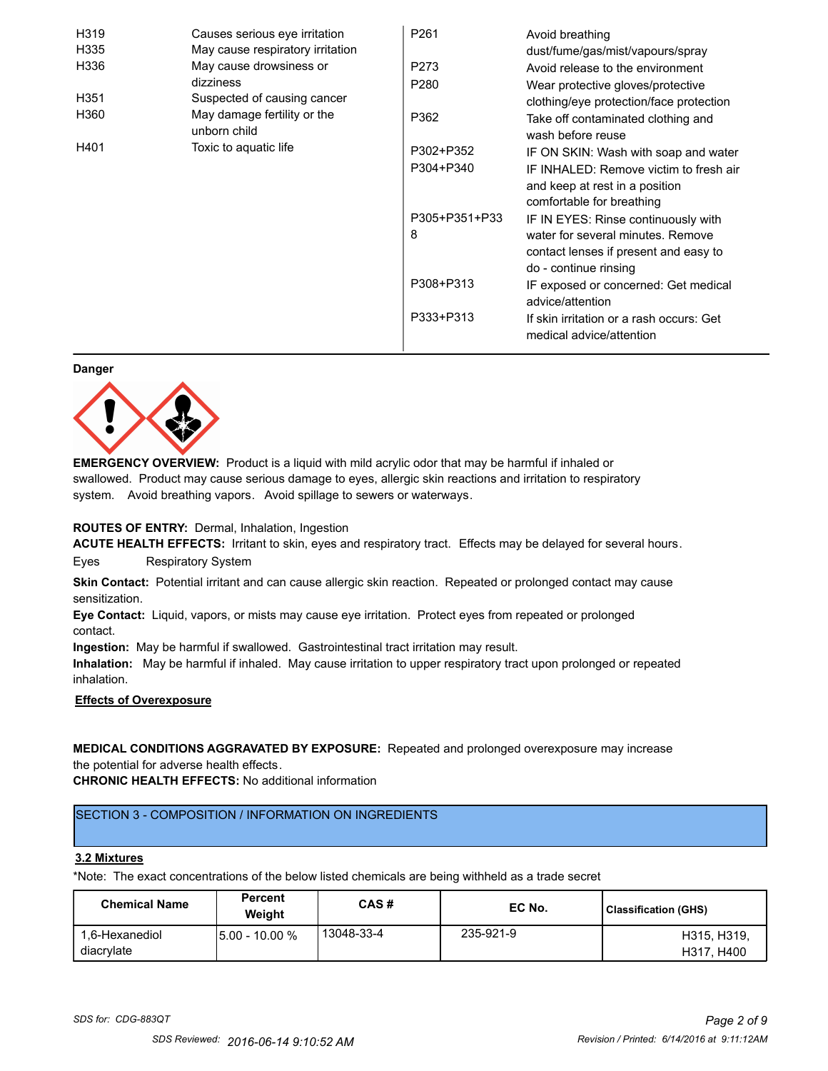| | | | |
|---|---|---|---|
| H319 | Causes serious eye irritation | P261 | Avoid breathing dust/fume/gas/mist/vapours/spray |
| H335 | May cause respiratory irritation | P273 | Avoid release to the environment |
| H336 | May cause drowsiness or dizziness | P280 | Wear protective gloves/protective clothing/eye protection/face protection |
| H351 | Suspected of causing cancer | P362 | Take off contaminated clothing and wash before reuse |
| H360 | May damage fertility or the unborn child | P302+P352 | IF ON SKIN: Wash with soap and water |
| H401 | Toxic to aquatic life | P304+P340 | IF INHALED: Remove victim to fresh air and keep at rest in a position comfortable for breathing |
| | | P305+P351+P338 | IF IN EYES: Rinse continuously with water for several minutes. Remove contact lenses if present and easy to do - continue rinsing |
| | | P308+P313 | IF exposed or concerned: Get medical advice/attention |
| | | P333+P313 | If skin irritation or a rash occurs: Get medical advice/attention |

**Danger**

**EMERGENCY OVERVIEW:** Product is a liquid with mild acrylic odor that may be harmful if inhaled or swallowed. Product may cause serious damage to eyes, allergic skin reactions and irritation to respiratory system. Avoid breathing vapors. Avoid spillage to sewers or waterways.

**ROUTES OF ENTRY:** Dermal, Inhalation, Ingestion

**ACUTE HEALTH EFFECTS:** Irritant to skin, eyes and respiratory tract. Effects may be delayed for several hours.

Eyes Respiratory System

**Skin Contact:** Potential irritant and can cause allergic skin reaction. Repeated or prolonged contact may cause sensitization.

**Eye Contact:** Liquid, vapors, or mists may cause eye irritation. Protect eyes from repeated or prolonged contact.

**Ingestion:** May be harmful if swallowed. Gastrointestinal tract irritation may result.

**Inhalation:** May be harmful if inhaled. May cause irritation to upper respiratory tract upon prolonged or repeated inhalation.

**Effects of Overexposure**

**MEDICAL CONDITIONS AGGRAVATED BY EXPOSURE:** Repeated and prolonged overexposure may increase the potential for adverse health effects.

**CHRONIC HEALTH EFFECTS:** No additional information

## SECTION 3 - COMPOSITION / INFORMATION ON INGREDIENTS

**3.2 Mixtures**

*Note: The exact concentrations of the below listed chemicals are being withheld as a trade secret

| Chemical Name | Percent Weight | CAS # | EC No. | Classification (GHS) |
|---|---|---|---|---|
| 1,6-Hexanediol diacrylate | 5.00 - 10.00 % | 13048-33-4 | 235-921-9 | H315, H319, H317, H400 |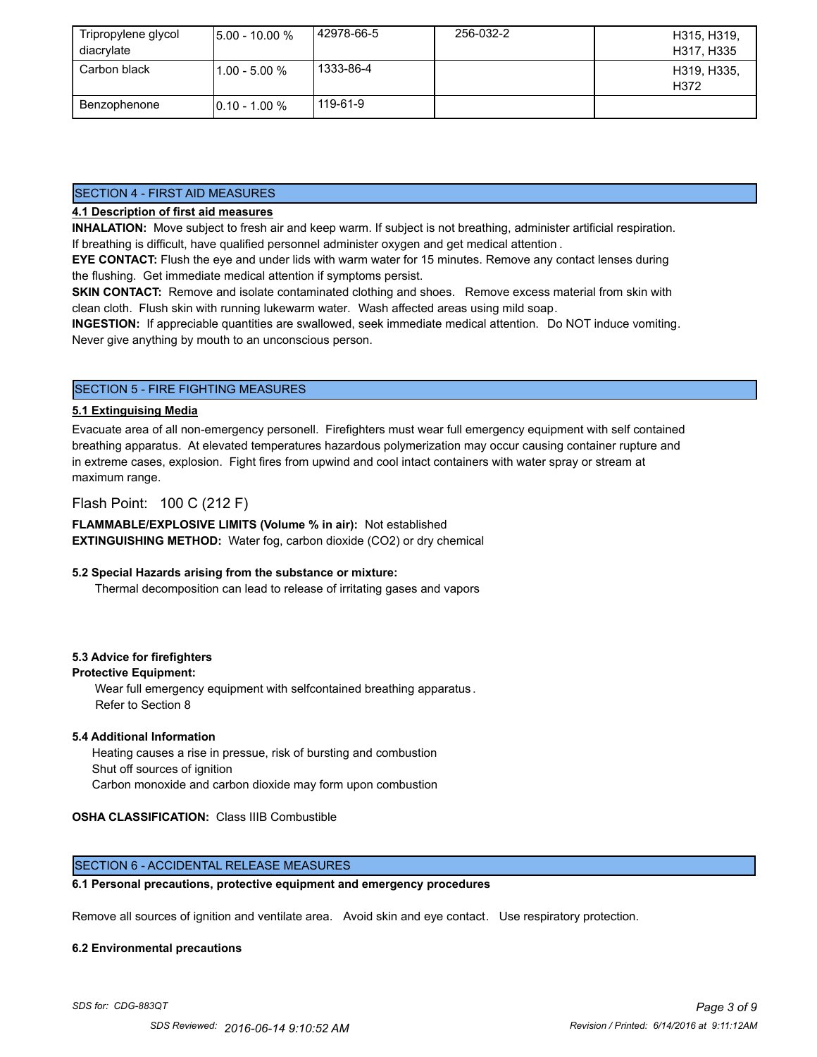| Tripropylene glycol diacrylate | 5.00 - 10.00 % | 42978-66-5 | 256-032-2 | H315, H319, H317, H335 |
|---|---|---|---|---|
| Carbon black | 1.00 - 5.00 % | 1333-86-4 | | H319, H335, H372 |
| Benzophenone | 0.10 - 1.00 % | 119-61-9 | | |

## SECTION 4 - FIRST AID MEASURES

**4.1 Description of first aid measures**

**INHALATION:** Move subject to fresh air and keep warm. If subject is not breathing, administer artificial respiration. If breathing is difficult, have qualified personnel administer oxygen and get medical attention.

**EYE CONTACT:** Flush the eye and under lids with warm water for 15 minutes. Remove any contact lenses during the flushing. Get immediate medical attention if symptoms persist.

**SKIN CONTACT:** Remove and isolate contaminated clothing and shoes. Remove excess material from skin with clean cloth. Flush skin with running lukewarm water. Wash affected areas using mild soap.

**INGESTION:** If appreciable quantities are swallowed, seek immediate medical attention. Do NOT induce vomiting. Never give anything by mouth to an unconscious person.

## SECTION 5 - FIRE FIGHTING MEASURES

**5.1 Extinguising Media**

Evacuate area of all non-emergency personell. Firefighters must wear full emergency equipment with self contained breathing apparatus. At elevated temperatures hazardous polymerization may occur causing container rupture and in extreme cases, explosion. Fight fires from upwind and cool intact containers with water spray or stream at maximum range.

Flash Point: 100 C (212 F)

**FLAMMABLE/EXPLOSIVE LIMITS (Volume % in air):** Not established

**EXTINGUISHING METHOD:** Water fog, carbon dioxide ($CO_2$) or dry chemical

**5.2 Special Hazards arising from the substance or mixture:**

Thermal decomposition can lead to release of irritating gases and vapors

**5.3 Advice for firefighters**

**Protective Equipment:**

Wear full emergency equipment with selfcontained breathing apparatus.
Refer to Section 8

**5.4 Additional Information**

Heating causes a rise in pressue, risk of bursting and combustion
Shut off sources of ignition
Carbon monoxide and carbon dioxide may form upon combustion

**OSHA CLASSIFICATION:** Class IIIB Combustible

## SECTION 6 - ACCIDENTAL RELEASE MEASURES

**6.1 Personal precautions, protective equipment and emergency procedures**

Remove all sources of ignition and ventilate area. Avoid skin and eye contact. Use respiratory protection.

**6.2 Environmental precautions**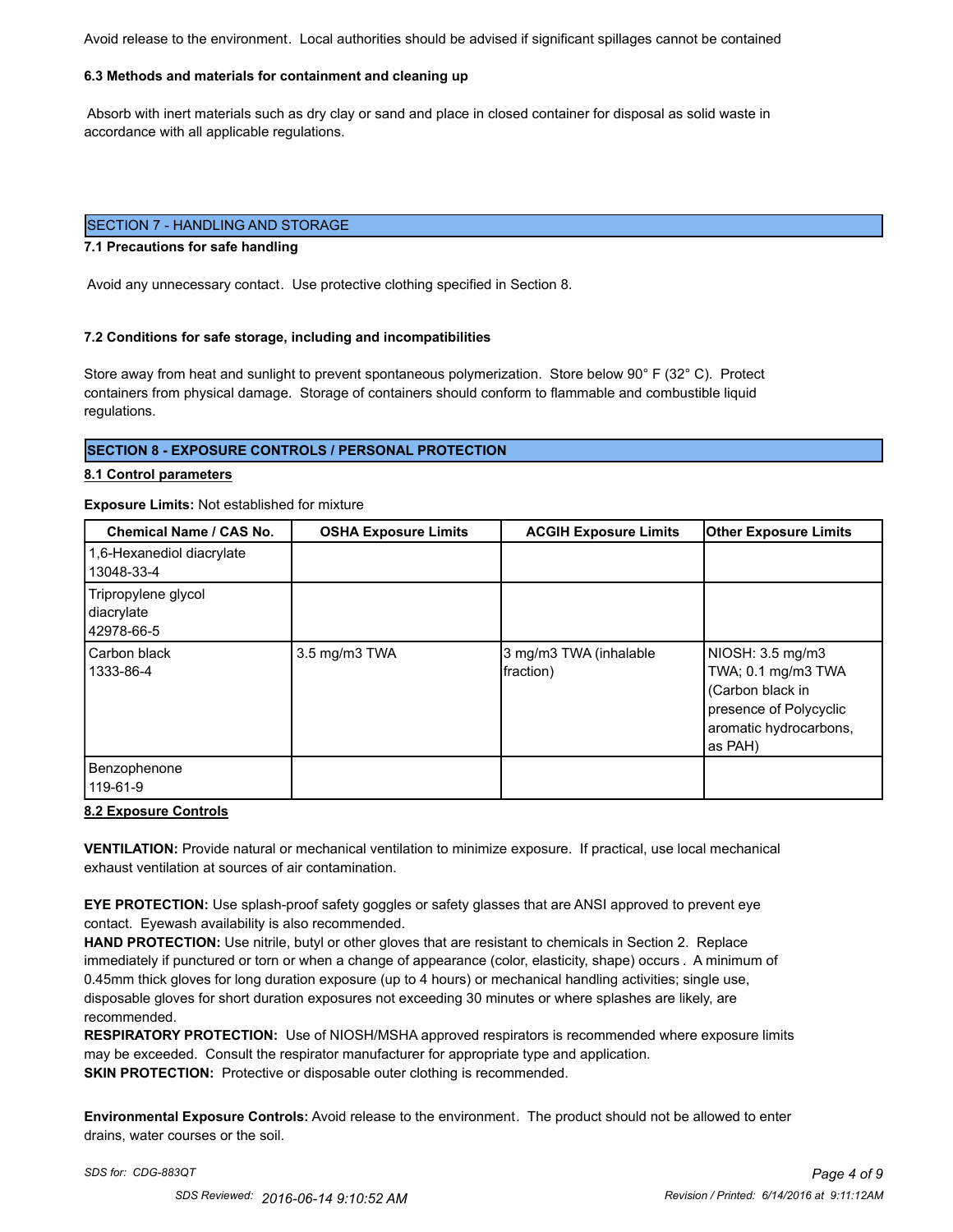Avoid release to the environment. Local authorities should be advised if significant spillages cannot be contained

**6.3 Methods and materials for containment and cleaning up**

Absorb with inert materials such as dry clay or sand and place in closed container for disposal as solid waste in accordance with all applicable regulations.

## SECTION 7 - HANDLING AND STORAGE

**7.1 Precautions for safe handling**

Avoid any unnecessary contact. Use protective clothing specified in Section 8.

**7.2 Conditions for safe storage, including and incompatibilities**

Store away from heat and sunlight to prevent spontaneous polymerization. Store below 90° F (32° C). Protect containers from physical damage. Storage of containers should conform to flammable and combustible liquid regulations.

## SECTION 8 - EXPOSURE CONTROLS / PERSONAL PROTECTION

**8.1 Control parameters**

**Exposure Limits:** Not established for mixture

| Chemical Name / CAS No. | OSHA Exposure Limits | ACGIH Exposure Limits | Other Exposure Limits |
|---|---|---|---|
| 1,6-Hexanediol diacrylate 13048-33-4 | | | |
| Tripropylene glycol diacrylate 42978-66-5 | | | |
| Carbon black 1333-86-4 | 3.5 mg/m3 TWA | 3 mg/m3 TWA (inhalable fraction) | NIOSH: 3.5 mg/m3 TWA; 0.1 mg/m3 TWA (Carbon black in presence of Polycyclic aromatic hydrocarbons, as PAH) |
| Benzophenone 119-61-9 | | | |

**8.2 Exposure Controls**

**VENTILATION:** Provide natural or mechanical ventilation to minimize exposure. If practical, use local mechanical exhaust ventilation at sources of air contamination.

**EYE PROTECTION:** Use splash-proof safety goggles or safety glasses that are ANSI approved to prevent eye contact. Eyewash availability is also recommended.

**HAND PROTECTION:** Use nitrile, butyl or other gloves that are resistant to chemicals in Section 2. Replace immediately if punctured or torn or when a change of appearance (color, elasticity, shape) occurs . A minimum of 0.45mm thick gloves for long duration exposure (up to 4 hours) or mechanical handling activities; single use, disposable gloves for short duration exposures not exceeding 30 minutes or where splashes are likely, are recommended.

**RESPIRATORY PROTECTION:** Use of NIOSH/MSHA approved respirators is recommended where exposure limits may be exceeded. Consult the respirator manufacturer for appropriate type and application.

**SKIN PROTECTION:** Protective or disposable outer clothing is recommended.

**Environmental Exposure Controls:** Avoid release to the environment. The product should not be allowed to enter drains, water courses or the soil.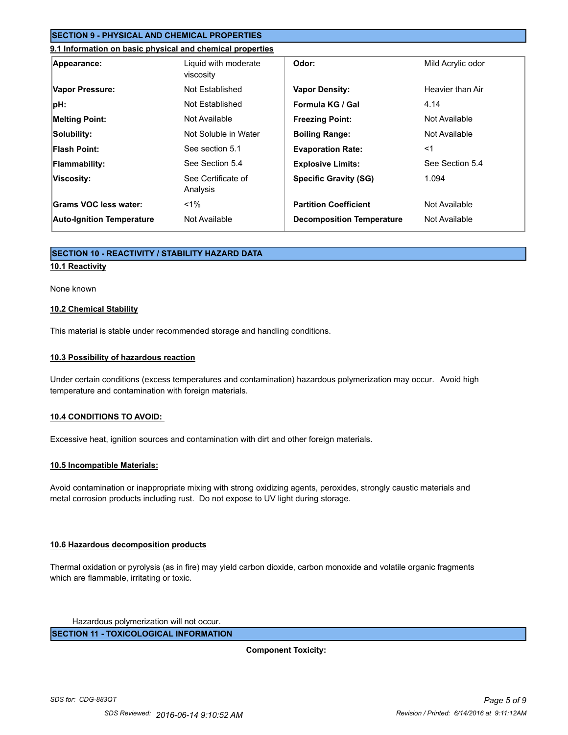## SECTION 9 - PHYSICAL AND CHEMICAL PROPERTIES

### 9.1 Information on basic physical and chemical properties

| | | | |
|---|---|---|---|
| **Appearance:** | Liquid with moderate viscosity | **Odor:** | Mild Acrylic odor |
| **Vapor Pressure:** | Not Established | **Vapor Density:** | Heavier than Air |
| **pH:** | Not Established | **Formula KG / Gal** | 4.14 |
| **Melting Point:** | Not Available | **Freezing Point:** | Not Available |
| **Solubility:** | Not Soluble in Water | **Boiling Range:** | Not Available |
| **Flash Point:** | See section 5.1 | **Evaporation Rate:** | <1 |
| **Flammability:** | See Section 5.4 | **Explosive Limits:** | See Section 5.4 |
| **Viscosity:** | See Certificate of Analysis | **Specific Gravity (SG)** | 1.094 |
| **Grams VOC less water:** | <1% | **Partition Coefficient** | Not Available |
| **Auto-Ignition Temperature** | Not Available | **Decomposition Temperature** | Not Available |

## SECTION 10 - REACTIVITY / STABILITY HAZARD DATA

### 10.1 Reactivity

None known

### 10.2 Chemical Stability

This material is stable under recommended storage and handling conditions.

### 10.3 Possibility of hazardous reaction

Under certain conditions (excess temperatures and contamination) hazardous polymerization may occur. Avoid high temperature and contamination with foreign materials.

### 10.4 CONDITIONS TO AVOID:

Excessive heat, ignition sources and contamination with dirt and other foreign materials.

### 10.5 Incompatible Materials:

Avoid contamination or inappropriate mixing with strong oxidizing agents, peroxides, strongly caustic materials and metal corrosion products including rust. Do not expose to UV light during storage.

### 10.6 Hazardous decomposition products

Thermal oxidation or pyrolysis (as in fire) may yield carbon dioxide, carbon monoxide and volatile organic fragments which are flammable, irritating or toxic.

Hazardous polymerization will not occur.

## SECTION 11 - TOXICOLOGICAL INFORMATION

**Component Toxicity:**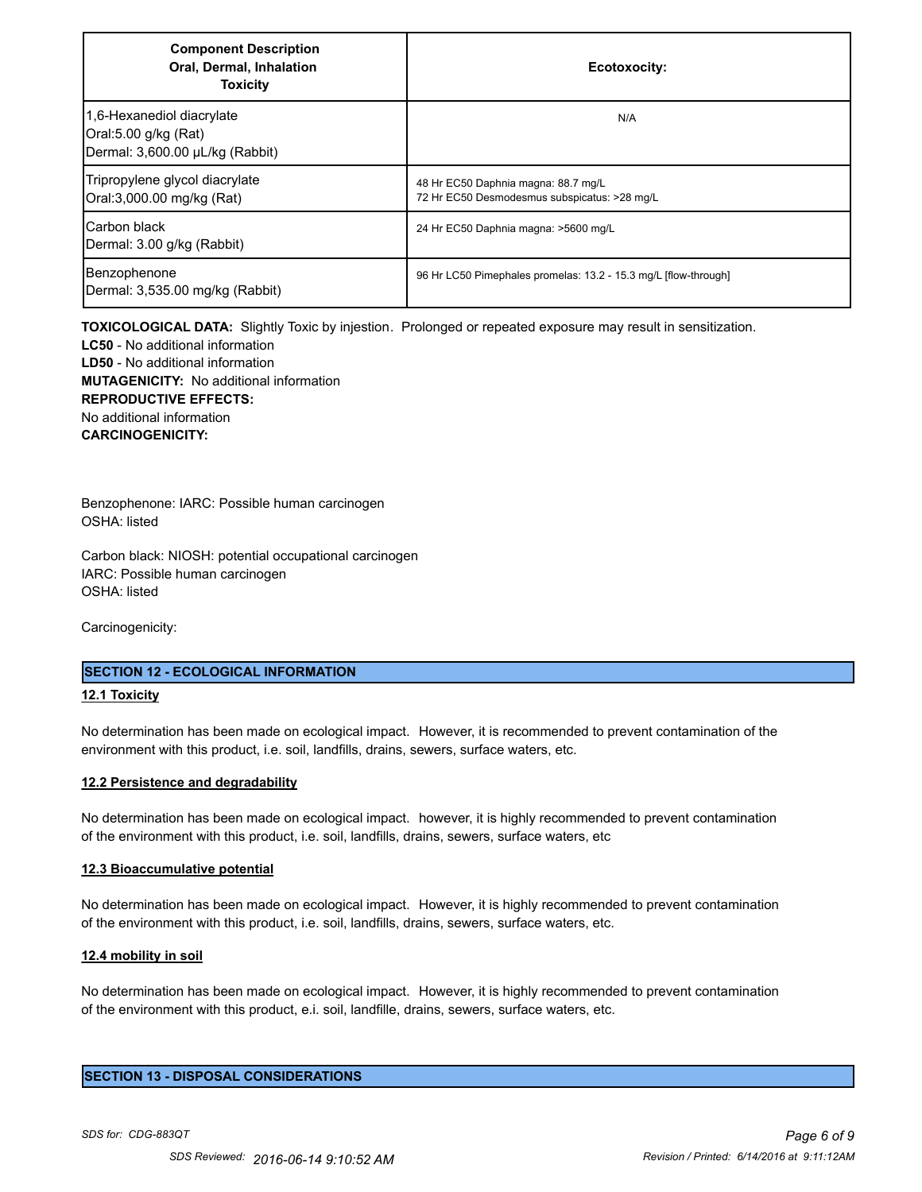| **Component Description Oral, Dermal, Inhalation Toxicity** | **Ecotoxocity:** |
|---|---|
| 1,6-Hexanediol diacrylate<br>Oral:5.00 g/kg (Rat)<br>Dermal: 3,600.00 µL/kg (Rabbit) | N/A |
| Tripropylene glycol diacrylate<br>Oral:3,000.00 mg/kg (Rat) | 48 Hr EC50 Daphnia magna: 88.7 mg/L<br>72 Hr EC50 Desmodesmus subspicatus: >28 mg/L |
| Carbon black<br>Dermal: 3.00 g/kg (Rabbit) | 24 Hr EC50 Daphnia magna: >5600 mg/L |
| Benzophenone<br>Dermal: 3,535.00 mg/kg (Rabbit) | 96 Hr LC50 Pimephales promelas: 13.2 - 15.3 mg/L [flow-through] |

**TOXICOLOGICAL DATA:** Slightly Toxic by injestion. Prolonged or repeated exposure may result in sensitization.
**LC50** - No additional information
**LD50** - No additional information
**MUTAGENICITY:** No additional information
**REPRODUCTIVE EFFECTS:**
No additional information
**CARCINOGENICITY:**

Benzophenone: IARC: Possible human carcinogen
OSHA: listed

Carbon black: NIOSH: potential occupational carcinogen
IARC: Possible human carcinogen
OSHA: listed

Carcinogenicity:

## SECTION 12 - ECOLOGICAL INFORMATION

**12.1 Toxicity**

No determination has been made on ecological impact. However, it is recommended to prevent contamination of the environment with this product, i.e. soil, landfills, drains, sewers, surface waters, etc.

**12.2 Persistence and degradability**

No determination has been made on ecological impact. however, it is highly recommended to prevent contamination of the environment with this product, i.e. soil, landfills, drains, sewers, surface waters, etc

**12.3 Bioaccumulative potential**

No determination has been made on ecological impact. However, it is highly recommended to prevent contamination of the environment with this product, i.e. soil, landfills, drains, sewers, surface waters, etc.

**12.4 mobility in soil**

No determination has been made on ecological impact. However, it is highly recommended to prevent contamination of the environment with this product, e.i. soil, landfille, drains, sewers, surface waters, etc.

## SECTION 13 - DISPOSAL CONSIDERATIONS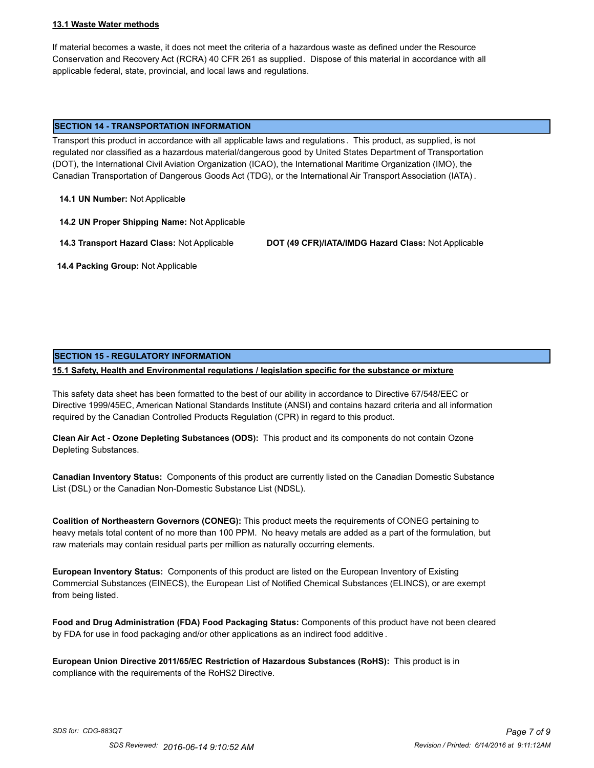#### 13.1 Waste Water methods

If material becomes a waste, it does not meet the criteria of a hazardous waste as defined under the Resource Conservation and Recovery Act (RCRA) 40 CFR 261 as supplied. Dispose of this material in accordance with all applicable federal, state, provincial, and local laws and regulations.

## SECTION 14 - TRANSPORTATION INFORMATION

Transport this product in accordance with all applicable laws and regulations. This product, as supplied, is not regulated nor classified as a hazardous material/dangerous good by United States Department of Transportation (DOT), the International Civil Aviation Organization (ICAO), the International Maritime Organization (IMO), the Canadian Transportation of Dangerous Goods Act (TDG), or the International Air Transport Association (IATA).

**14.1 UN Number:** Not Applicable

**14.2 UN Proper Shipping Name:** Not Applicable

**14.3 Transport Hazard Class:** Not Applicable

**DOT (49 CFR)/IATA/IMDG Hazard Class:** Not Applicable

**14.4 Packing Group:** Not Applicable

## SECTION 15 - REGULATORY INFORMATION

#### 15.1 Safety, Health and Environmental regulations / legislation specific for the substance or mixture

This safety data sheet has been formatted to the best of our ability in accordance to Directive 67/548/EEC or Directive 1999/45EC, American National Standards Institute (ANSI) and contains hazard criteria and all information required by the Canadian Controlled Products Regulation (CPR) in regard to this product.

**Clean Air Act - Ozone Depleting Substances (ODS):** This product and its components do not contain Ozone Depleting Substances.

**Canadian Inventory Status:** Components of this product are currently listed on the Canadian Domestic Substance List (DSL) or the Canadian Non-Domestic Substance List (NDSL).

**Coalition of Northeastern Governors (CONEG):** This product meets the requirements of CONEG pertaining to heavy metals total content of no more than 100 PPM. No heavy metals are added as a part of the formulation, but raw materials may contain residual parts per million as naturally occurring elements.

**European Inventory Status:** Components of this product are listed on the European Inventory of Existing Commercial Substances (EINECS), the European List of Notified Chemical Substances (ELINCS), or are exempt from being listed.

**Food and Drug Administration (FDA) Food Packaging Status:** Components of this product have not been cleared by FDA for use in food packaging and/or other applications as an indirect food additive.

**European Union Directive 2011/65/EC Restriction of Hazardous Substances (RoHS):** This product is in compliance with the requirements of the RoHS2 Directive.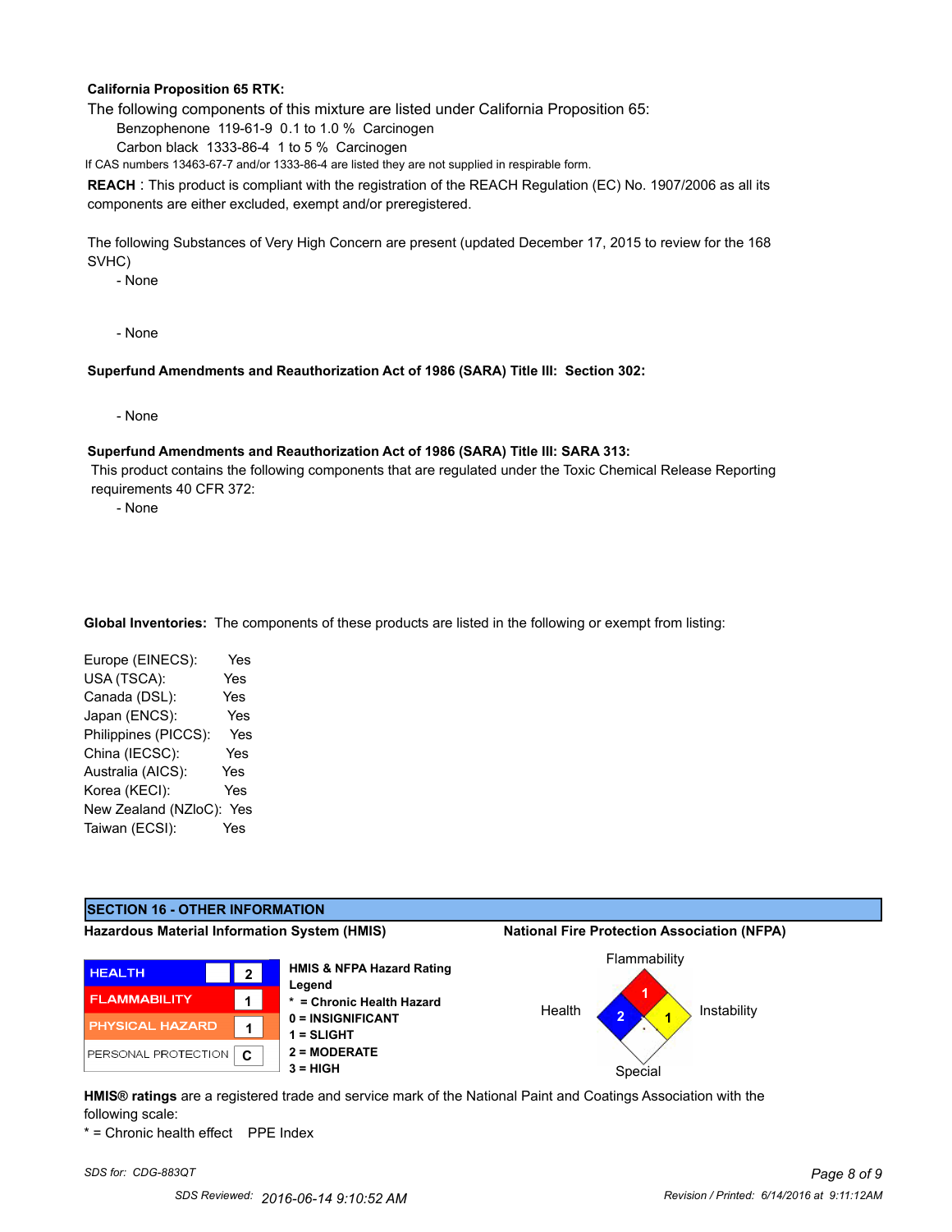**California Proposition 65 RTK:**

The following components of this mixture are listed under California Proposition 65:

Benzophenone 119-61-9 0.1 to 1.0 % Carcinogen

Carbon black 1333-86-4 1 to 5 % Carcinogen

If CAS numbers 13463-67-7 and/or 1333-86-4 are listed they are not supplied in respirable form.

**REACH** : This product is compliant with the registration of the REACH Regulation (EC) No. 1907/2006 as all its components are either excluded, exempt and/or preregistered.

The following Substances of Very High Concern are present (updated December 17, 2015 to review for the 168 SVHC)

- None

- None

**Superfund Amendments and Reauthorization Act of 1986 (SARA) Title III: Section 302:**

- None

**Superfund Amendments and Reauthorization Act of 1986 (SARA) Title III: SARA 313:**

This product contains the following components that are regulated under the Toxic Chemical Release Reporting requirements 40 CFR 372:

- None

**Global Inventories:** The components of these products are listed in the following or exempt from listing:

| Inventory | Listed |
|---|---|
| Europe (EINECS): | Yes |
| USA (TSCA): | Yes |
| Canada (DSL): | Yes |
| Japan (ENCS): | Yes |
| Philippines (PICCS): | Yes |
| China (IECSC): | Yes |
| Australia (AICS): | Yes |
| Korea (KECI): | Yes |
| New Zealand (NZloC): | Yes |
| Taiwan (ECSI): | Yes |

## SECTION 16 - OTHER INFORMATION

**Hazardous Material Information System (HMIS)**

| HMIS | | Rating |
|---|---|---|
| HEALTH | | 2 |
| FLAMMABILITY | | 1 |
| PHYSICAL HAZARD | | 1 |
| PERSONAL PROTECTION | | C |

**HMIS & NFPA Hazard Rating Legend**

**\* = Chronic Health Hazard**

**0 = INSIGNIFICANT**

**1 = SLIGHT**

**2 = MODERATE**

**3 = HIGH**

**National Fire Protection Association (NFPA)**

| Flammability | Health | Instability | Special |
|---|---|---|---|
| 1 | 2 | 1 | |

**HMIS® ratings** are a registered trade and service mark of the National Paint and Coatings Association with the following scale:

* = Chronic health effect PPE Index

*SDS for: CDG-883QT*

*SDS Reviewed: 2016-06-14 9:10:52 AM*

*Revision / Printed: 6/14/2016 at 9:11:12AM*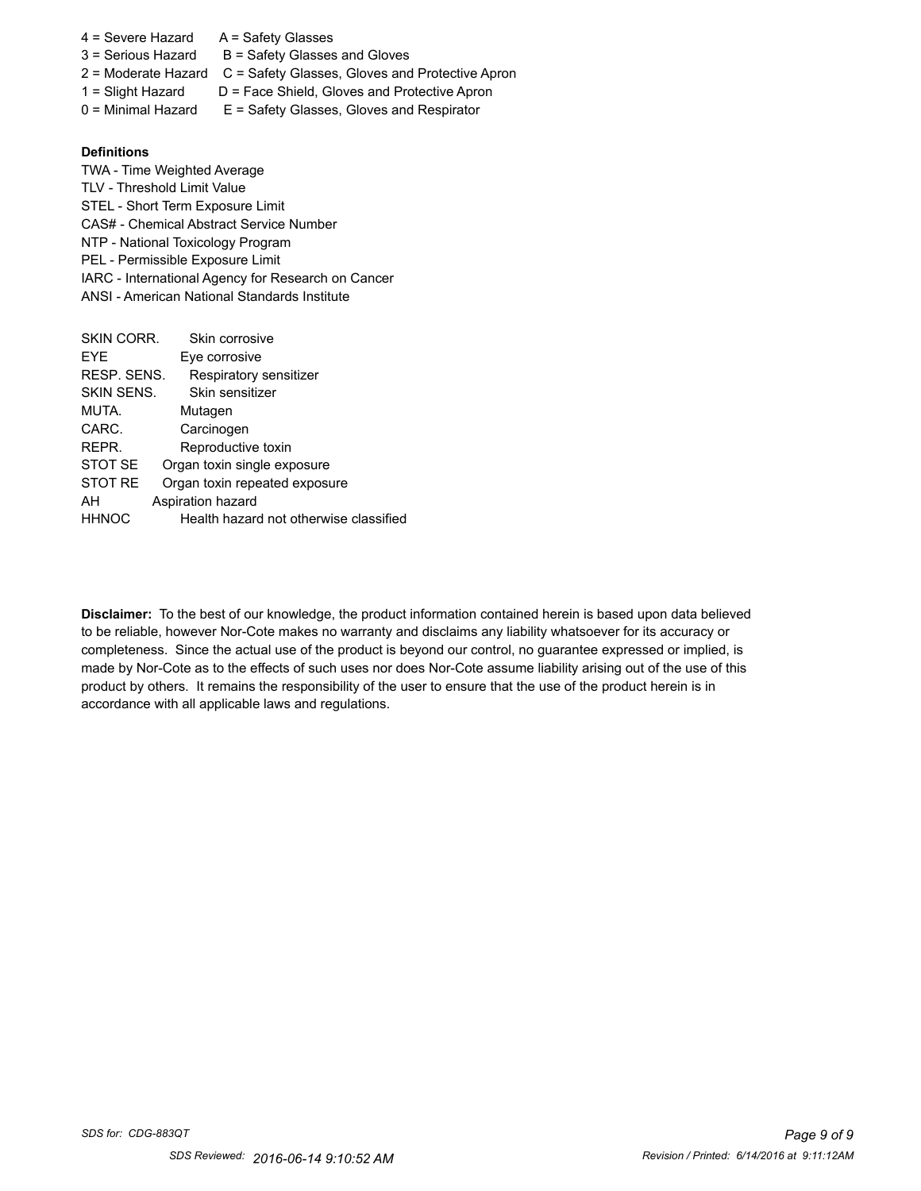4 = Severe Hazard A = Safety Glasses
3 = Serious Hazard B = Safety Glasses and Gloves
2 = Moderate Hazard C = Safety Glasses, Gloves and Protective Apron
1 = Slight Hazard D = Face Shield, Gloves and Protective Apron
0 = Minimal Hazard E = Safety Glasses, Gloves and Respirator

**Definitions**

TWA - Time Weighted Average
TLV - Threshold Limit Value
STEL - Short Term Exposure Limit
CAS# - Chemical Abstract Service Number
NTP - National Toxicology Program
PEL - Permissible Exposure Limit
IARC - International Agency for Research on Cancer
ANSI - American National Standards Institute

| | |
|---|---|
| SKIN CORR. | Skin corrosive |
| EYE | Eye corrosive |
| RESP. SENS. | Respiratory sensitizer |
| SKIN SENS. | Skin sensitizer |
| MUTA. | Mutagen |
| CARC. | Carcinogen |
| REPR. | Reproductive toxin |
| STOT SE | Organ toxin single exposure |
| STOT RE | Organ toxin repeated exposure |
| AH | Aspiration hazard |
| HHNOC | Health hazard not otherwise classified |

**Disclaimer:** To the best of our knowledge, the product information contained herein is based upon data believed to be reliable, however Nor-Cote makes no warranty and disclaims any liability whatsoever for its accuracy or completeness. Since the actual use of the product is beyond our control, no guarantee expressed or implied, is made by Nor-Cote as to the effects of such uses nor does Nor-Cote assume liability arising out of the use of this product by others. It remains the responsibility of the user to ensure that the use of the product herein is in accordance with all applicable laws and regulations.